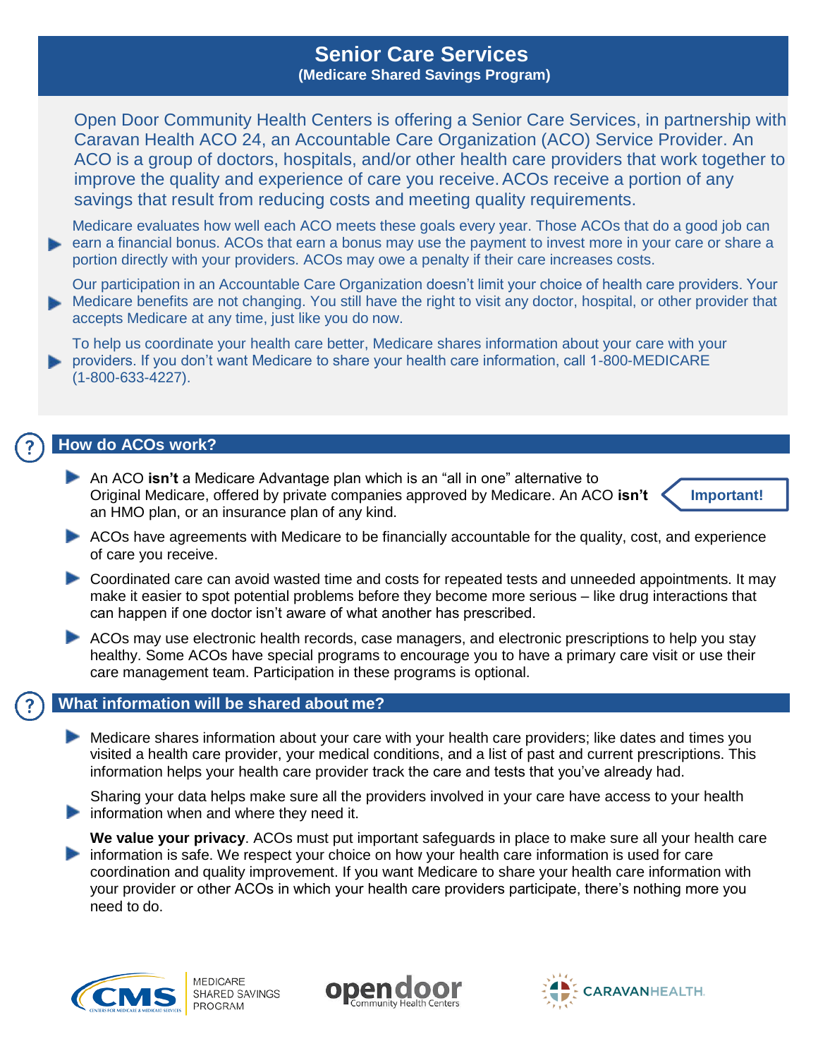# Senior Care Services

## (Medicare Shared Savings Program)

Open Door Community Health Centers is offering a Senior Care Services, in partnership with Caravan Health ACO 24, an Accountable Care Organization (ACO) Service Provider. An ACO is a group of doctors, hospitals, and/or other health care providers that work together to improve the quality and experience of care you receive. ACOs receive a portion of any savings that result from reducing costs and meeting quality requirements.

- Medicare evaluates how well each ACO meets these goals every year. Those ACOs that do a good job can earn a financial bonus. ACOs that earn a bonus may use the payment to invest more in your care or share a portion directly with your providers. ACOs may owe a penalty if their care increases costs.
- Our participation in an Accountable Care Organization doesn't limit your choice of health care providers. Your Medicare benefits are not changing. You still have the right to visit any doctor, hospital, or other provider that accepts Medicare at any time, just like you do now.
- To help us coordinate your health care better, Medicare shares information about your care with your providers. If you don't want Medicare to share your health care information, call 1-800-MEDICARE (1-800-633-4227).

## How do ACOs work?

- An ACO **isn't** a Medicare Advantage plan which is an "all in one" alternative to Original Medicare, offered by private companies approved by Medicare. An ACO **isn't** an HMO plan, or an insurance plan of any kind. **Important!**
- ACOs have agreements with Medicare to be financially accountable for the quality, cost, and experience of care you receive.
- Coordinated care can avoid wasted time and costs for repeated tests and unneeded appointments. It may make it easier to spot potential problems before they become more serious – like drug interactions that can happen if one doctor isn't aware of what another has prescribed.
- ACOs may use electronic health records, case managers, and electronic prescriptions to help you stay healthy. Some ACOs have special programs to encourage you to have a primary care visit or use their care management team. Participation in these programs is optional.

## What information will be shared about me?

- Medicare shares information about your care with your health care providers; like dates and times you visited a health care provider, your medical conditions, and a list of past and current prescriptions. This information helps your health care provider track the care and tests that you've already had.
- Sharing your data helps make sure all the providers involved in your care have access to your health information when and where they need it.
- **We value your privacy**. ACOs must put important safeguards in place to make sure all your health care information is safe. We respect your choice on how your health care information is used for care coordination and quality improvement. If you want Medicare to share your health care information with your provider or other ACOs in which your health care providers participate, there's nothing more you need to do.

CMS – Medicare Shared Savings Program | opendoor Community Health Centers | CARAVANHEALTH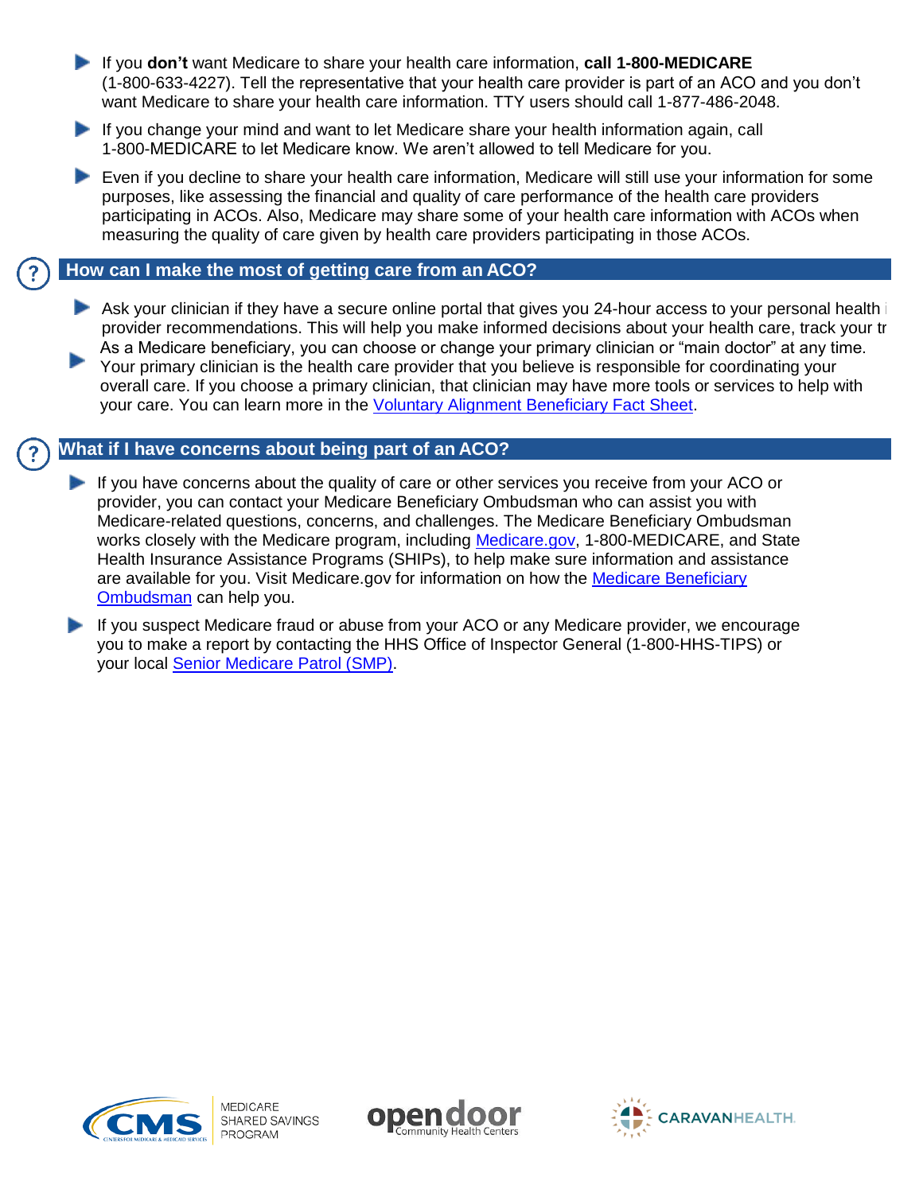- If you **don't** want Medicare to share your health care information, **call 1-800-MEDICARE** (1-800-633-4227). Tell the representative that your health care provider is part of an ACO and you don't want Medicare to share your health care information. TTY users should call 1-877-486-2048.
- If you change your mind and want to let Medicare share your health information again, call 1-800-MEDICARE to let Medicare know. We aren't allowed to tell Medicare for you.
- Even if you decline to share your health care information, Medicare will still use your information for some purposes, like assessing the financial and quality of care performance of the health care providers participating in ACOs. Also, Medicare may share some of your health care information with ACOs when measuring the quality of care given by health care providers participating in those ACOs.

## How can I make the most of getting care from an ACO?

- Ask your clinician if they have a secure online portal that gives you 24-hour access to your personal health i provider recommendations. This will help you make informed decisions about your health care, track your tr
- As a Medicare beneficiary, you can choose or change your primary clinician or "main doctor" at any time. Your primary clinician is the health care provider that you believe is responsible for coordinating your overall care. If you choose a primary clinician, that clinician may have more tools or services to help with your care. You can learn more in the Voluntary Alignment Beneficiary Fact Sheet.

## What if I have concerns about being part of an ACO?

- If you have concerns about the quality of care or other services you receive from your ACO or provider, you can contact your Medicare Beneficiary Ombudsman who can assist you with Medicare-related questions, concerns, and challenges. The Medicare Beneficiary Ombudsman works closely with the Medicare program, including Medicare.gov, 1-800-MEDICARE, and State Health Insurance Assistance Programs (SHIPs), to help make sure information and assistance are available for you. Visit Medicare.gov for information on how the Medicare Beneficiary Ombudsman can help you.
- If you suspect Medicare fraud or abuse from your ACO or any Medicare provider, we encourage you to make a report by contacting the HHS Office of Inspector General (1-800-HHS-TIPS) or your local Senior Medicare Patrol (SMP).

CMS MEDICARE SHARED SAVINGS PROGRAM

opendoor Community Health Centers

CARAVANHEALTH